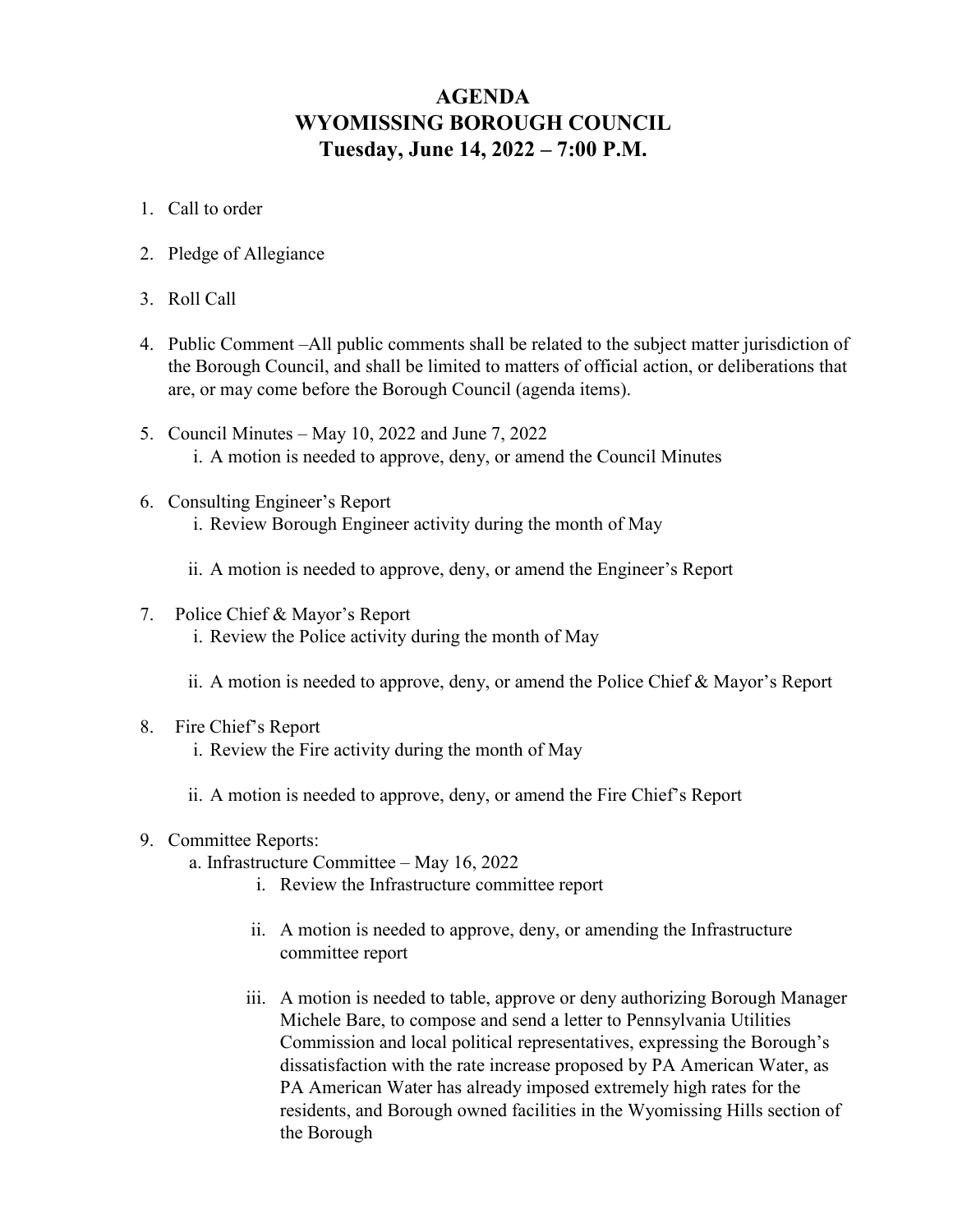# AGENDA
# WYOMISSING BOROUGH COUNCIL
# Tuesday, June 14, 2022 – 7:00 P.M.

1. Call to order

2. Pledge of Allegiance

3. Roll Call

4. Public Comment –All public comments shall be related to the subject matter jurisdiction of the Borough Council, and shall be limited to matters of official action, or deliberations that are, or may come before the Borough Council (agenda items).

5. Council Minutes – May 10, 2022 and June 7, 2022
   i. A motion is needed to approve, deny, or amend the Council Minutes

6. Consulting Engineer's Report
   i. Review Borough Engineer activity during the month of May

   ii. A motion is needed to approve, deny, or amend the Engineer's Report

7. Police Chief & Mayor's Report
   i. Review the Police activity during the month of May

   ii. A motion is needed to approve, deny, or amend the Police Chief & Mayor's Report

8. Fire Chief's Report
   i. Review the Fire activity during the month of May

   ii. A motion is needed to approve, deny, or amend the Fire Chief's Report

9. Committee Reports:
   a. Infrastructure Committee – May 16, 2022
      i. Review the Infrastructure committee report

      ii. A motion is needed to approve, deny, or amending the Infrastructure committee report

      iii. A motion is needed to table, approve or deny authorizing Borough Manager Michele Bare, to compose and send a letter to Pennsylvania Utilities Commission and local political representatives, expressing the Borough's dissatisfaction with the rate increase proposed by PA American Water, as PA American Water has already imposed extremely high rates for the residents, and Borough owned facilities in the Wyomissing Hills section of the Borough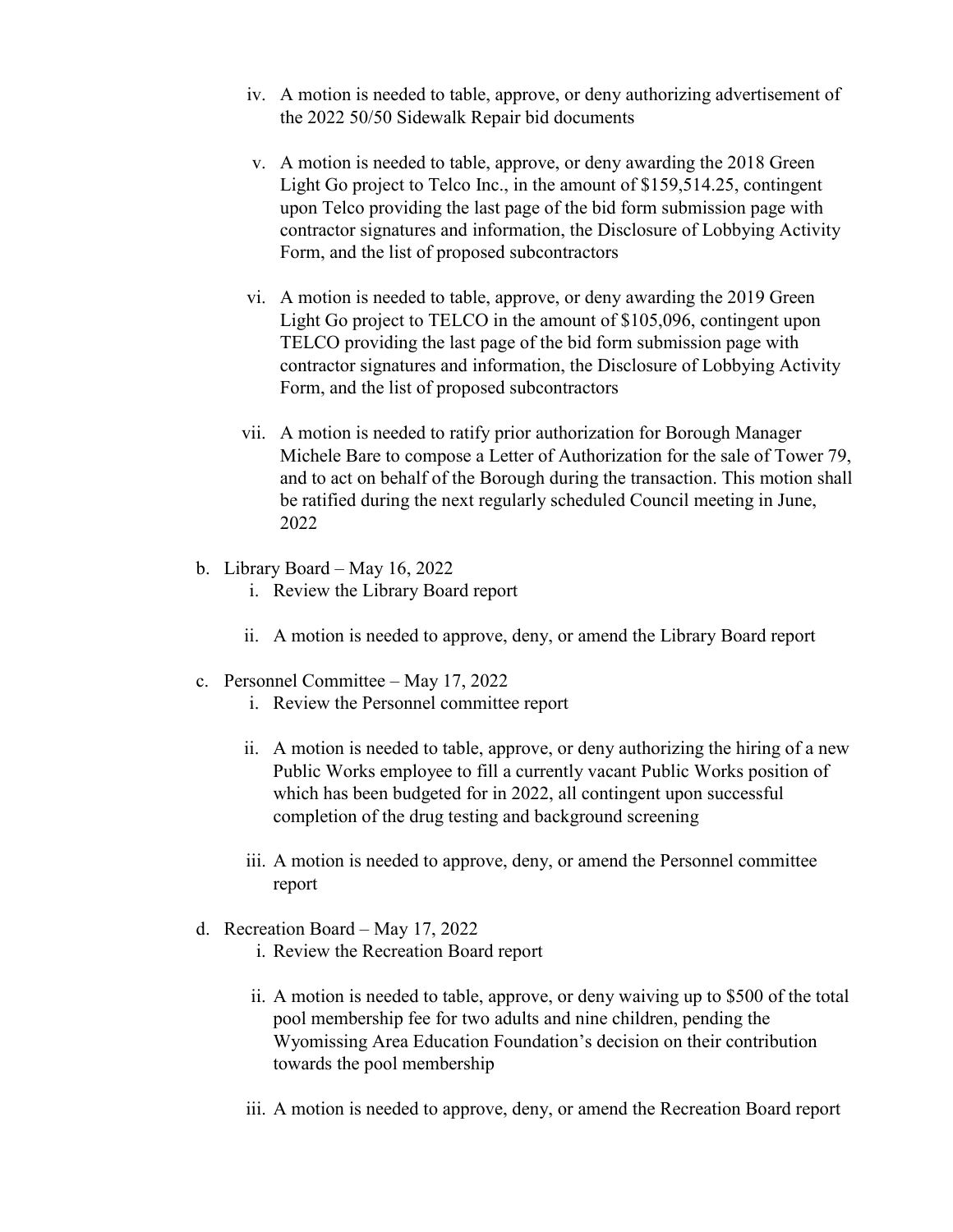iv. A motion is needed to table, approve, or deny authorizing advertisement of the 2022 50/50 Sidewalk Repair bid documents

   v. A motion is needed to table, approve, or deny awarding the 2018 Green Light Go project to Telco Inc., in the amount of $159,514.25, contingent upon Telco providing the last page of the bid form submission page with contractor signatures and information, the Disclosure of Lobbying Activity Form, and the list of proposed subcontractors

   vi. A motion is needed to table, approve, or deny awarding the 2019 Green Light Go project to TELCO in the amount of $105,096, contingent upon TELCO providing the last page of the bid form submission page with contractor signatures and information, the Disclosure of Lobbying Activity Form, and the list of proposed subcontractors

   vii. A motion is needed to ratify prior authorization for Borough Manager Michele Bare to compose a Letter of Authorization for the sale of Tower 79, and to act on behalf of the Borough during the transaction. This motion shall be ratified during the next regularly scheduled Council meeting in June, 2022

b. Library Board – May 16, 2022
   i. Review the Library Board report

   ii. A motion is needed to approve, deny, or amend the Library Board report

c. Personnel Committee – May 17, 2022
   i. Review the Personnel committee report

   ii. A motion is needed to table, approve, or deny authorizing the hiring of a new Public Works employee to fill a currently vacant Public Works position of which has been budgeted for in 2022, all contingent upon successful completion of the drug testing and background screening

   iii. A motion is needed to approve, deny, or amend the Personnel committee report

d. Recreation Board – May 17, 2022
   i. Review the Recreation Board report

   ii. A motion is needed to table, approve, or deny waiving up to $500 of the total pool membership fee for two adults and nine children, pending the Wyomissing Area Education Foundation's decision on their contribution towards the pool membership

   iii. A motion is needed to approve, deny, or amend the Recreation Board report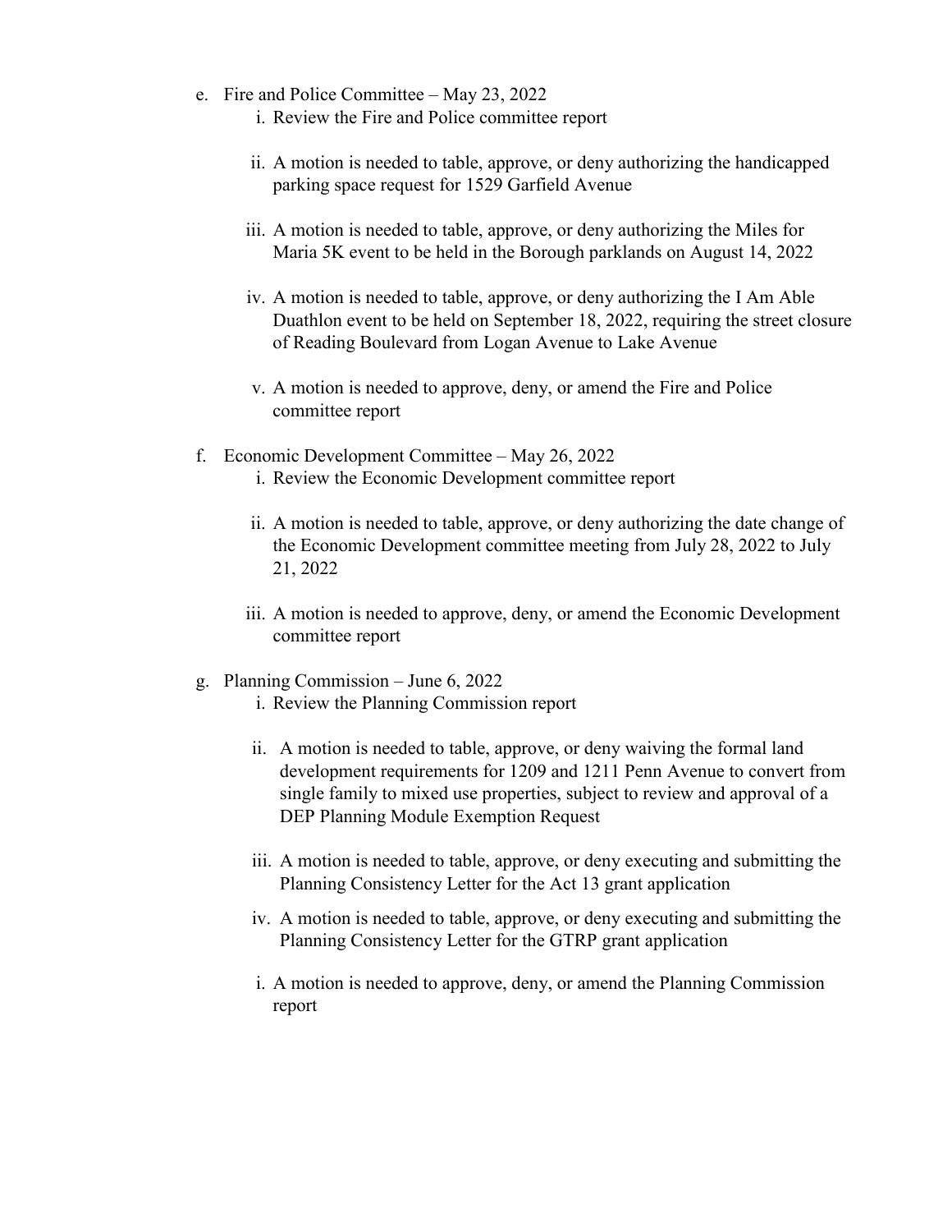e. Fire and Police Committee – May 23, 2022
   i. Review the Fire and Police committee report

   ii. A motion is needed to table, approve, or deny authorizing the handicapped parking space request for 1529 Garfield Avenue

   iii. A motion is needed to table, approve, or deny authorizing the Miles for Maria 5K event to be held in the Borough parklands on August 14, 2022

   iv. A motion is needed to table, approve, or deny authorizing the I Am Able Duathlon event to be held on September 18, 2022, requiring the street closure of Reading Boulevard from Logan Avenue to Lake Avenue

   v. A motion is needed to approve, deny, or amend the Fire and Police committee report

f. Economic Development Committee – May 26, 2022
   i. Review the Economic Development committee report

   ii. A motion is needed to table, approve, or deny authorizing the date change of the Economic Development committee meeting from July 28, 2022 to July 21, 2022

   iii. A motion is needed to approve, deny, or amend the Economic Development committee report

g. Planning Commission – June 6, 2022
   i. Review the Planning Commission report

   ii. A motion is needed to table, approve, or deny waiving the formal land development requirements for 1209 and 1211 Penn Avenue to convert from single family to mixed use properties, subject to review and approval of a DEP Planning Module Exemption Request

   iii. A motion is needed to table, approve, or deny executing and submitting the Planning Consistency Letter for the Act 13 grant application

   iv. A motion is needed to table, approve, or deny executing and submitting the Planning Consistency Letter for the GTRP grant application

   i. A motion is needed to approve, deny, or amend the Planning Commission report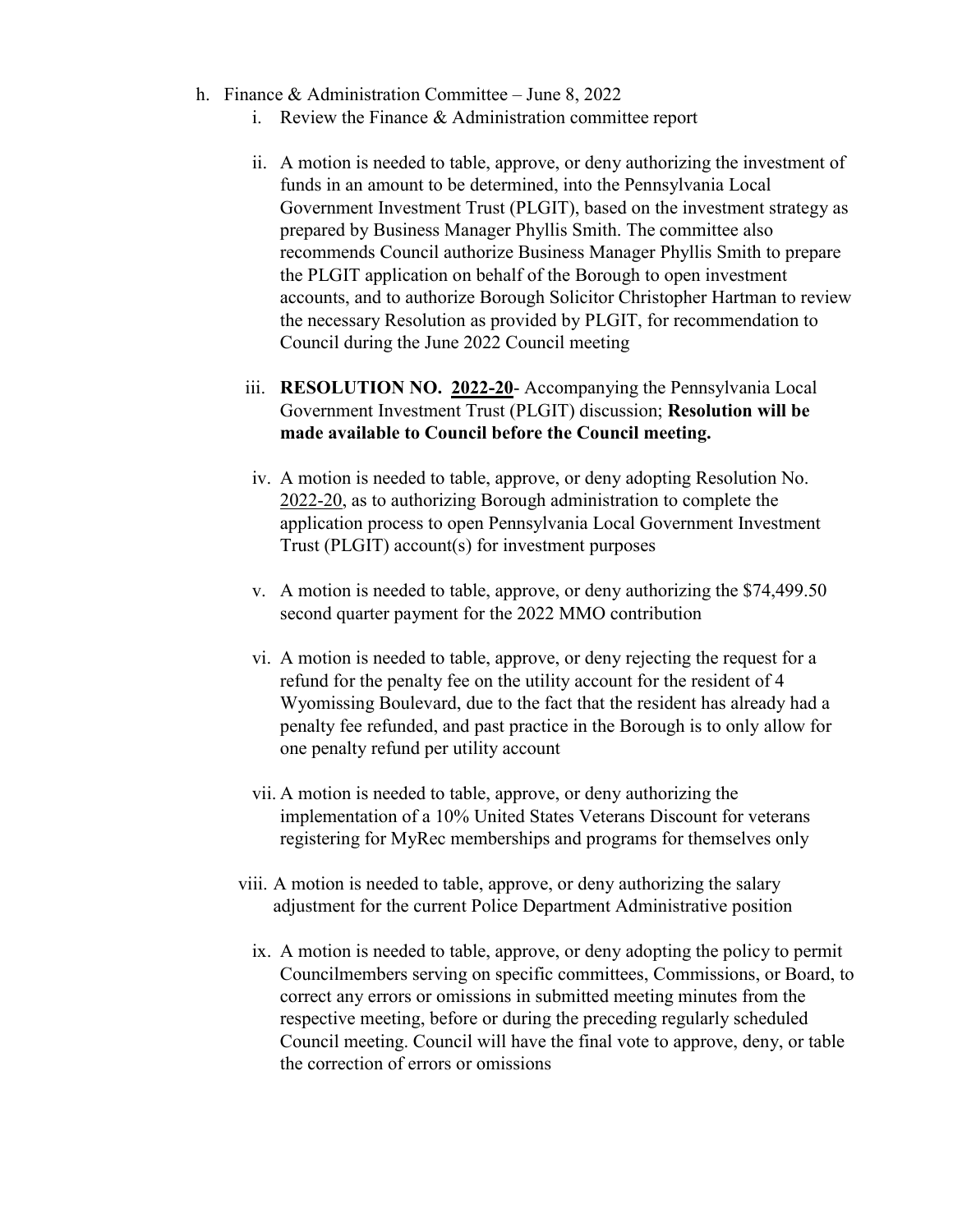h. Finance & Administration Committee – June 8, 2022

   i. Review the Finance & Administration committee report

   ii. A motion is needed to table, approve, or deny authorizing the investment of funds in an amount to be determined, into the Pennsylvania Local Government Investment Trust (PLGIT), based on the investment strategy as prepared by Business Manager Phyllis Smith. The committee also recommends Council authorize Business Manager Phyllis Smith to prepare the PLGIT application on behalf of the Borough to open investment accounts, and to authorize Borough Solicitor Christopher Hartman to review the necessary Resolution as provided by PLGIT, for recommendation to Council during the June 2022 Council meeting

   iii. **RESOLUTION NO. 2022-20**- Accompanying the Pennsylvania Local Government Investment Trust (PLGIT) discussion; **Resolution will be made available to Council before the Council meeting.**

   iv. A motion is needed to table, approve, or deny adopting Resolution No. 2022-20, as to authorizing Borough administration to complete the application process to open Pennsylvania Local Government Investment Trust (PLGIT) account(s) for investment purposes

   v. A motion is needed to table, approve, or deny authorizing the $74,499.50 second quarter payment for the 2022 MMO contribution

   vi. A motion is needed to table, approve, or deny rejecting the request for a refund for the penalty fee on the utility account for the resident of 4 Wyomissing Boulevard, due to the fact that the resident has already had a penalty fee refunded, and past practice in the Borough is to only allow for one penalty refund per utility account

   vii. A motion is needed to table, approve, or deny authorizing the implementation of a 10% United States Veterans Discount for veterans registering for MyRec memberships and programs for themselves only

   viii. A motion is needed to table, approve, or deny authorizing the salary adjustment for the current Police Department Administrative position

   ix. A motion is needed to table, approve, or deny adopting the policy to permit Councilmembers serving on specific committees, Commissions, or Board, to correct any errors or omissions in submitted meeting minutes from the respective meeting, before or during the preceding regularly scheduled Council meeting. Council will have the final vote to approve, deny, or table the correction of errors or omissions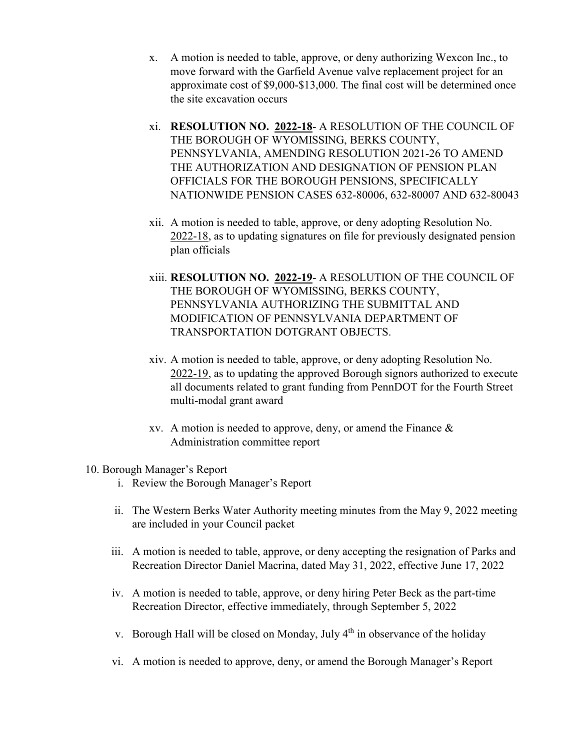x. A motion is needed to table, approve, or deny authorizing Wexcon Inc., to move forward with the Garfield Avenue valve replacement project for an approximate cost of $9,000-$13,000. The final cost will be determined once the site excavation occurs

xi. **RESOLUTION NO. 2022-18**- A RESOLUTION OF THE COUNCIL OF THE BOROUGH OF WYOMISSING, BERKS COUNTY, PENNSYLVANIA, AMENDING RESOLUTION 2021-26 TO AMEND THE AUTHORIZATION AND DESIGNATION OF PENSION PLAN OFFICIALS FOR THE BOROUGH PENSIONS, SPECIFICALLY NATIONWIDE PENSION CASES 632-80006, 632-80007 AND 632-80043

xii. A motion is needed to table, approve, or deny adopting Resolution No. 2022-18, as to updating signatures on file for previously designated pension plan officials

xiii. **RESOLUTION NO. 2022-19**- A RESOLUTION OF THE COUNCIL OF THE BOROUGH OF WYOMISSING, BERKS COUNTY, PENNSYLVANIA AUTHORIZING THE SUBMITTAL AND MODIFICATION OF PENNSYLVANIA DEPARTMENT OF TRANSPORTATION DOTGRANT OBJECTS.

xiv. A motion is needed to table, approve, or deny adopting Resolution No. 2022-19, as to updating the approved Borough signors authorized to execute all documents related to grant funding from PennDOT for the Fourth Street multi-modal grant award

xv. A motion is needed to approve, deny, or amend the Finance & Administration committee report

10. Borough Manager's Report

i. Review the Borough Manager's Report

ii. The Western Berks Water Authority meeting minutes from the May 9, 2022 meeting are included in your Council packet

iii. A motion is needed to table, approve, or deny accepting the resignation of Parks and Recreation Director Daniel Macrina, dated May 31, 2022, effective June 17, 2022

iv. A motion is needed to table, approve, or deny hiring Peter Beck as the part-time Recreation Director, effective immediately, through September 5, 2022

v. Borough Hall will be closed on Monday, July 4th in observance of the holiday

vi. A motion is needed to approve, deny, or amend the Borough Manager's Report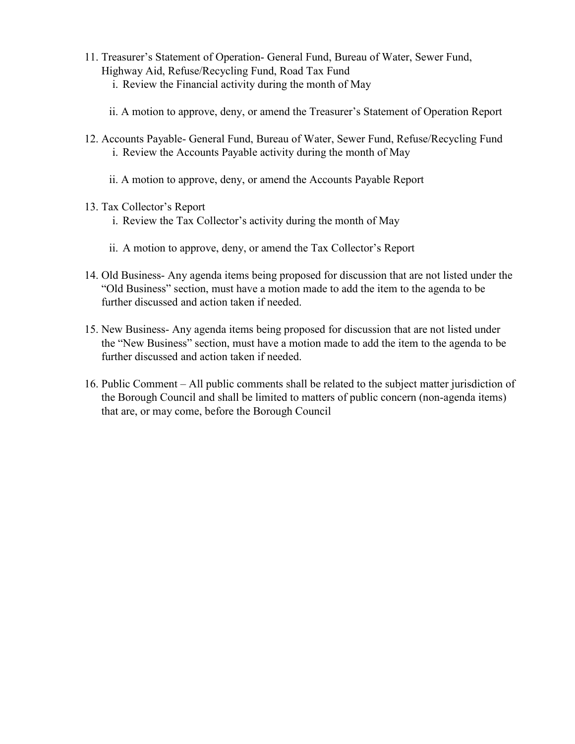11. Treasurer's Statement of Operation- General Fund, Bureau of Water, Sewer Fund, Highway Aid, Refuse/Recycling Fund, Road Tax Fund
    i. Review the Financial activity during the month of May

    ii. A motion to approve, deny, or amend the Treasurer's Statement of Operation Report

12. Accounts Payable- General Fund, Bureau of Water, Sewer Fund, Refuse/Recycling Fund
    i. Review the Accounts Payable activity during the month of May

    ii. A motion to approve, deny, or amend the Accounts Payable Report

13. Tax Collector's Report
    i. Review the Tax Collector's activity during the month of May

    ii. A motion to approve, deny, or amend the Tax Collector's Report

14. Old Business- Any agenda items being proposed for discussion that are not listed under the "Old Business" section, must have a motion made to add the item to the agenda to be further discussed and action taken if needed.

15. New Business- Any agenda items being proposed for discussion that are not listed under the "New Business" section, must have a motion made to add the item to the agenda to be further discussed and action taken if needed.

16. Public Comment – All public comments shall be related to the subject matter jurisdiction of the Borough Council and shall be limited to matters of public concern (non-agenda items) that are, or may come, before the Borough Council